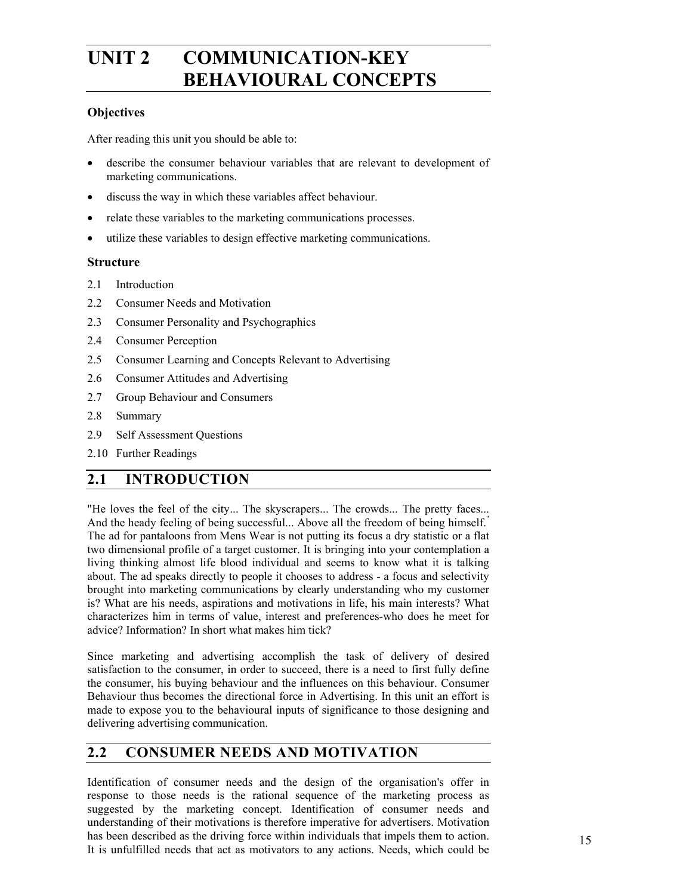# UNIT 2 COMMUNICATION-KEY BEHAVIOURAL CONCEPTS

### Objectives

After reading this unit you should be able to:

- describe the consumer behaviour variables that are relevant to development of marketing communications.
- discuss the way in which these variables affect behaviour.
- relate these variables to the marketing communications processes.
- utilize these variables to design effective marketing communications.

### Structure

2.1 Introduction

2.2 Consumer Needs and Motivation

2.3 Consumer Personality and Psychographics

2.4 Consumer Perception

2.5 Consumer Learning and Concepts Relevant to Advertising

2.6 Consumer Attitudes and Advertising

2.7 Group Behaviour and Consumers

2.8 Summary

2.9 Self Assessment Questions

2.10 Further Readings

## 2.1 INTRODUCTION

"He loves the feel of the city... The skyscrapers... The crowds... The pretty faces... And the heady feeling of being successful... Above all the freedom of being himself." The ad for pantaloons from Mens Wear is not putting its focus a dry statistic or a flat two dimensional profile of a target customer. It is bringing into your contemplation a living thinking almost life blood individual and seems to know what it is talking about. The ad speaks directly to people it chooses to address - a focus and selectivity brought into marketing communications by clearly understanding who my customer is? What are his needs, aspirations and motivations in life, his main interests? What characterizes him in terms of value, interest and preferences-who does he meet for advice? Information? In short what makes him tick?

Since marketing and advertising accomplish the task of delivery of desired satisfaction to the consumer, in order to succeed, there is a need to first fully define the consumer, his buying behaviour and the influences on this behaviour. Consumer Behaviour thus becomes the directional force in Advertising. In this unit an effort is made to expose you to the behavioural inputs of significance to those designing and delivering advertising communication.

## 2.2 CONSUMER NEEDS AND MOTIVATION

Identification of consumer needs and the design of the organisation's offer in response to those needs is the rational sequence of the marketing process as suggested by the marketing concept. Identification of consumer needs and understanding of their motivations is therefore imperative for advertisers. Motivation has been described as the driving force within individuals that impels them to action. It is unfulfilled needs that act as motivators to any actions. Needs, which could be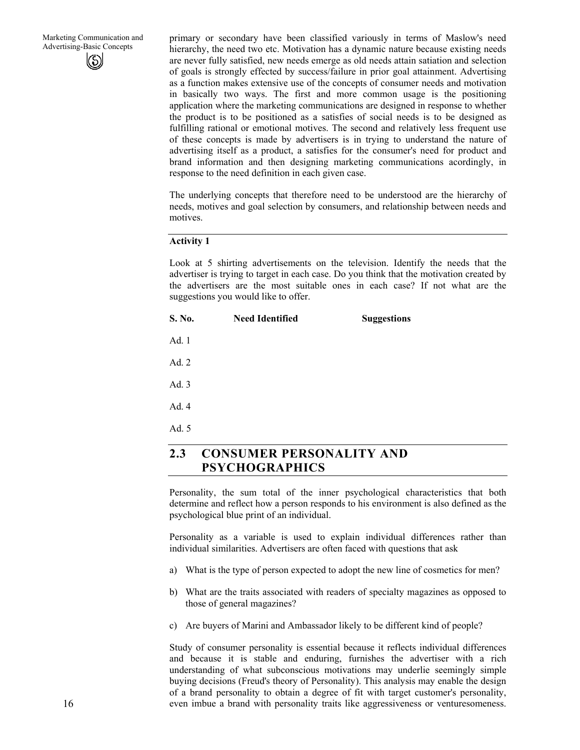primary or secondary have been classified variously in terms of Maslow's need hierarchy, the need two etc. Motivation has a dynamic nature because existing needs are never fully satisfied, new needs emerge as old needs attain satiation and selection of goals is strongly effected by success/failure in prior goal attainment. Advertising as a function makes extensive use of the concepts of consumer needs and motivation in basically two ways. The first and more common usage is the positioning application where the marketing communications are designed in response to whether the product is to be positioned as a satisfies of social needs is to be designed as fulfilling rational or emotional motives. The second and relatively less frequent use of these concepts is made by advertisers is in trying to understand the nature of advertising itself as a product, a satisfies for the consumer's need for product and brand information and then designing marketing communications acordingly, in response to the need definition in each given case.

The underlying concepts that therefore need to be understood are the hierarchy of needs, motives and goal selection by consumers, and relationship between needs and motives.

**Activity 1**

Look at 5 shirting advertisements on the television. Identify the needs that the advertiser is trying to target in each case. Do you think that the motivation created by the advertisers are the most suitable ones in each case? If not what are the suggestions you would like to offer.

| S. No. | Need Identified | Suggestions |
|---|---|---|
| Ad. 1 | | |
| Ad. 2 | | |
| Ad. 3 | | |
| Ad. 4 | | |
| Ad. 5 | | |

## 2.3 CONSUMER PERSONALITY AND PSYCHOGRAPHICS

Personality, the sum total of the inner psychological characteristics that both determine and reflect how a person responds to his environment is also defined as the psychological blue print of an individual.

Personality as a variable is used to explain individual differences rather than individual similarities. Advertisers are often faced with questions that ask

a) What is the type of person expected to adopt the new line of cosmetics for men?

b) What are the traits associated with readers of specialty magazines as opposed to those of general magazines?

c) Are buyers of Marini and Ambassador likely to be different kind of people?

Study of consumer personality is essential because it reflects individual differences and because it is stable and enduring, furnishes the advertiser with a rich understanding of what subconscious motivations may underlie seemingly simple buying decisions (Freud's theory of Personality). This analysis may enable the design of a brand personality to obtain a degree of fit with target customer's personality, even imbue a brand with personality traits like aggressiveness or venturesomeness.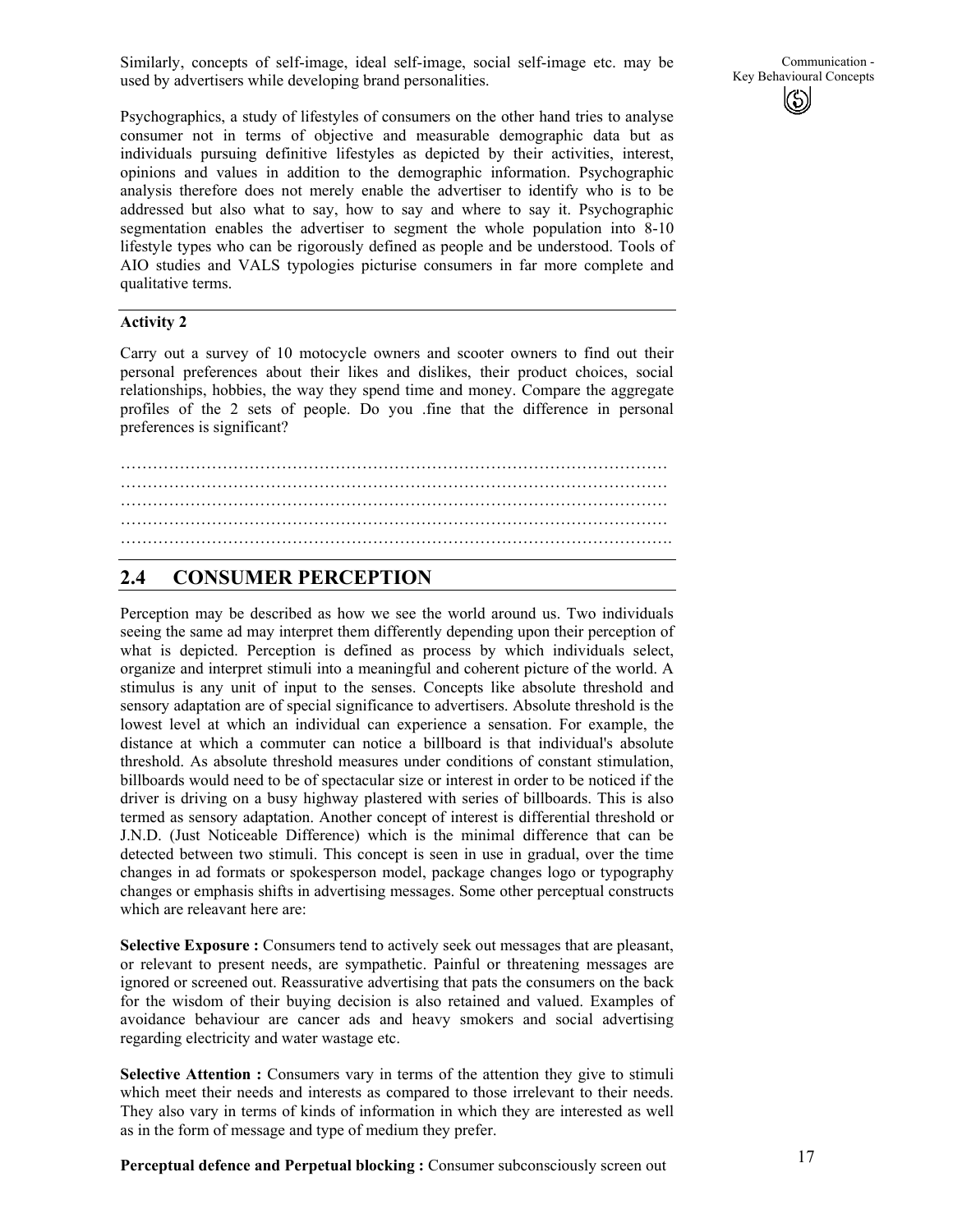Similarly, concepts of self-image, ideal self-image, social self-image etc. may be used by advertisers while developing brand personalities.

Psychographics, a study of lifestyles of consumers on the other hand tries to analyse consumer not in terms of objective and measurable demographic data but as individuals pursuing definitive lifestyles as depicted by their activities, interest, opinions and values in addition to the demographic information. Psychographic analysis therefore does not merely enable the advertiser to identify who is to be addressed but also what to say, how to say and where to say it. Psychographic segmentation enables the advertiser to segment the whole population into 8-10 lifestyle types who can be rigorously defined as people and be understood. Tools of AIO studies and VALS typologies picturise consumers in far more complete and qualitative terms.

**Activity 2**

Carry out a survey of 10 motocycle owners and scooter owners to find out their personal preferences about their likes and dislikes, their product choices, social relationships, hobbies, the way they spend time and money. Compare the aggregate profiles of the 2 sets of people. Do you .fine that the difference in personal preferences is significant?

…………………………………………………………………………………………
…………………………………………………………………………………………
…………………………………………………………………………………………
…………………………………………………………………………………………
…………………………………………………………………………………………

## 2.4 CONSUMER PERCEPTION

Perception may be described as how we see the world around us. Two individuals seeing the same ad may interpret them differently depending upon their perception of what is depicted. Perception is defined as process by which individuals select, organize and interpret stimuli into a meaningful and coherent picture of the world. A stimulus is any unit of input to the senses. Concepts like absolute threshold and sensory adaptation are of special significance to advertisers. Absolute threshold is the lowest level at which an individual can experience a sensation. For example, the distance at which a commuter can notice a billboard is that individual's absolute threshold. As absolute threshold measures under conditions of constant stimulation, billboards would need to be of spectacular size or interest in order to be noticed if the driver is driving on a busy highway plastered with series of billboards. This is also termed as sensory adaptation. Another concept of interest is differential threshold or J.N.D. (Just Noticeable Difference) which is the minimal difference that can be detected between two stimuli. This concept is seen in use in gradual, over the time changes in ad formats or spokesperson model, package changes logo or typography changes or emphasis shifts in advertising messages. Some other perceptual constructs which are releavant here are:

**Selective Exposure :** Consumers tend to actively seek out messages that are pleasant, or relevant to present needs, are sympathetic. Painful or threatening messages are ignored or screened out. Reassurative advertising that pats the consumers on the back for the wisdom of their buying decision is also retained and valued. Examples of avoidance behaviour are cancer ads and heavy smokers and social advertising regarding electricity and water wastage etc.

**Selective Attention :** Consumers vary in terms of the attention they give to stimuli which meet their needs and interests as compared to those irrelevant to their needs. They also vary in terms of kinds of information in which they are interested as well as in the form of message and type of medium they prefer.

**Perceptual defence and Perpetual blocking :** Consumer subconsciously screen out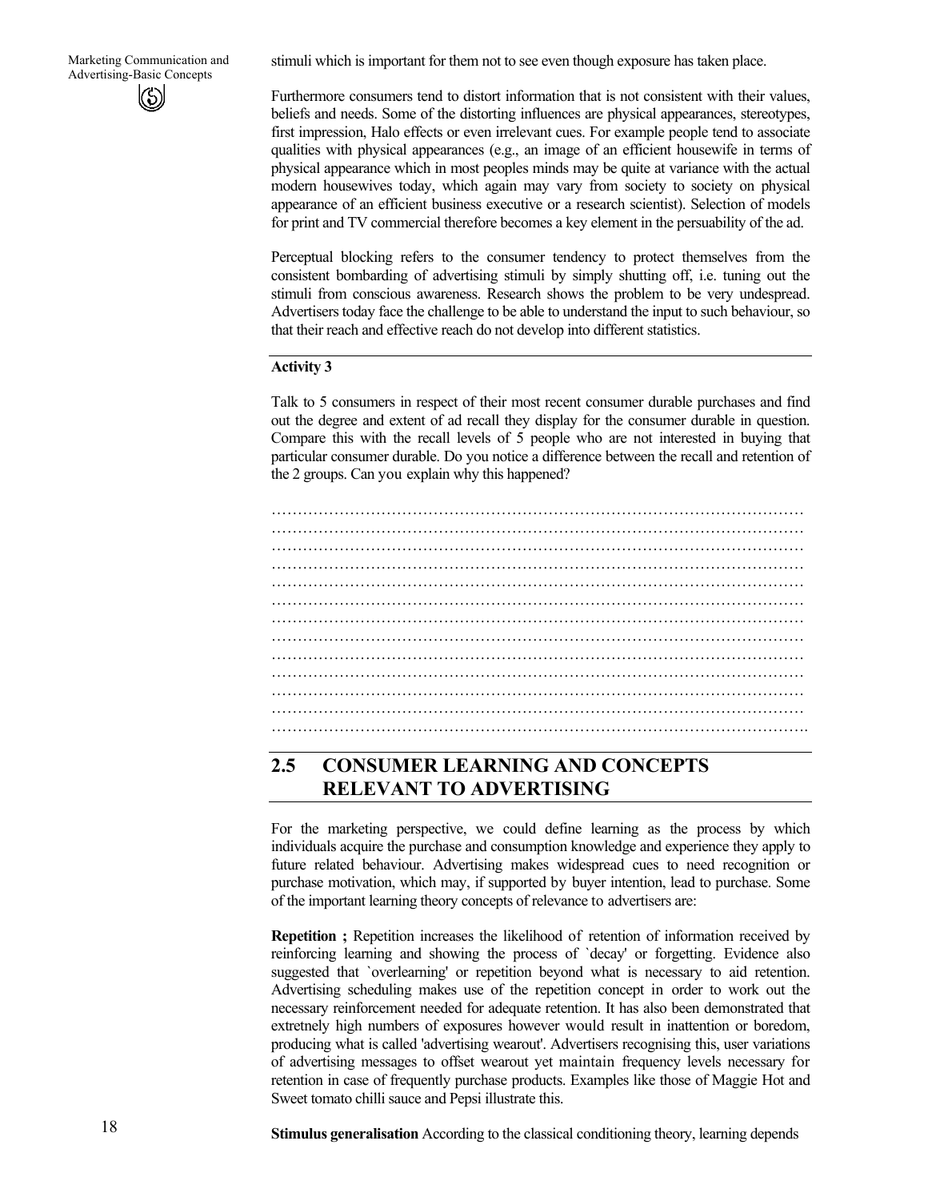stimuli which is important for them not to see even though exposure has taken place.

Furthermore consumers tend to distort information that is not consistent with their values, beliefs and needs. Some of the distorting influences are physical appearances, stereotypes, first impression, Halo effects or even irrelevant cues. For example people tend to associate qualities with physical appearances (e.g., an image of an efficient housewife in terms of physical appearance which in most peoples minds may be quite at variance with the actual modern housewives today, which again may vary from society to society on physical appearance of an efficient business executive or a research scientist). Selection of models for print and TV commercial therefore becomes a key element in the persuability of the ad.

Perceptual blocking refers to the consumer tendency to protect themselves from the consistent bombarding of advertising stimuli by simply shutting off, i.e. tuning out the stimuli from conscious awareness. Research shows the problem to be very undespread. Advertisers today face the challenge to be able to understand the input to such behaviour, so that their reach and effective reach do not develop into different statistics.

**Activity 3**

Talk to 5 consumers in respect of their most recent consumer durable purchases and find out the degree and extent of ad recall they display for the consumer durable in question. Compare this with the recall levels of 5 people who are not interested in buying that particular consumer durable. Do you notice a difference between the recall and retention of the 2 groups. Can you explain why this happened?

…………………………………………………………………………………………
…………………………………………………………………………………………
…………………………………………………………………………………………
…………………………………………………………………………………………
…………………………………………………………………………………………
…………………………………………………………………………………………
…………………………………………………………………………………………
…………………………………………………………………………………………
…………………………………………………………………………………………
…………………………………………………………………………………………
…………………………………………………………………………………………
…………………………………………………………………………………………
………………………………………………………………………………………….

## 2.5 CONSUMER LEARNING AND CONCEPTS RELEVANT TO ADVERTISING

For the marketing perspective, we could define learning as the process by which individuals acquire the purchase and consumption knowledge and experience they apply to future related behaviour. Advertising makes widespread cues to need recognition or purchase motivation, which may, if supported by buyer intention, lead to purchase. Some of the important learning theory concepts of relevance to advertisers are:

**Repetition ;** Repetition increases the likelihood of retention of information received by reinforcing learning and showing the process of `decay' or forgetting. Evidence also suggested that `overlearning' or repetition beyond what is necessary to aid retention. Advertising scheduling makes use of the repetition concept in order to work out the necessary reinforcement needed for adequate retention. It has also been demonstrated that extretnely high numbers of exposures however would result in inattention or boredom, producing what is called 'advertising wearout'. Advertisers recognising this, user variations of advertising messages to offset wearout yet maintain frequency levels necessary for retention in case of frequently purchase products. Examples like those of Maggie Hot and Sweet tomato chilli sauce and Pepsi illustrate this.

**Stimulus generalisation** According to the classical conditioning theory, learning depends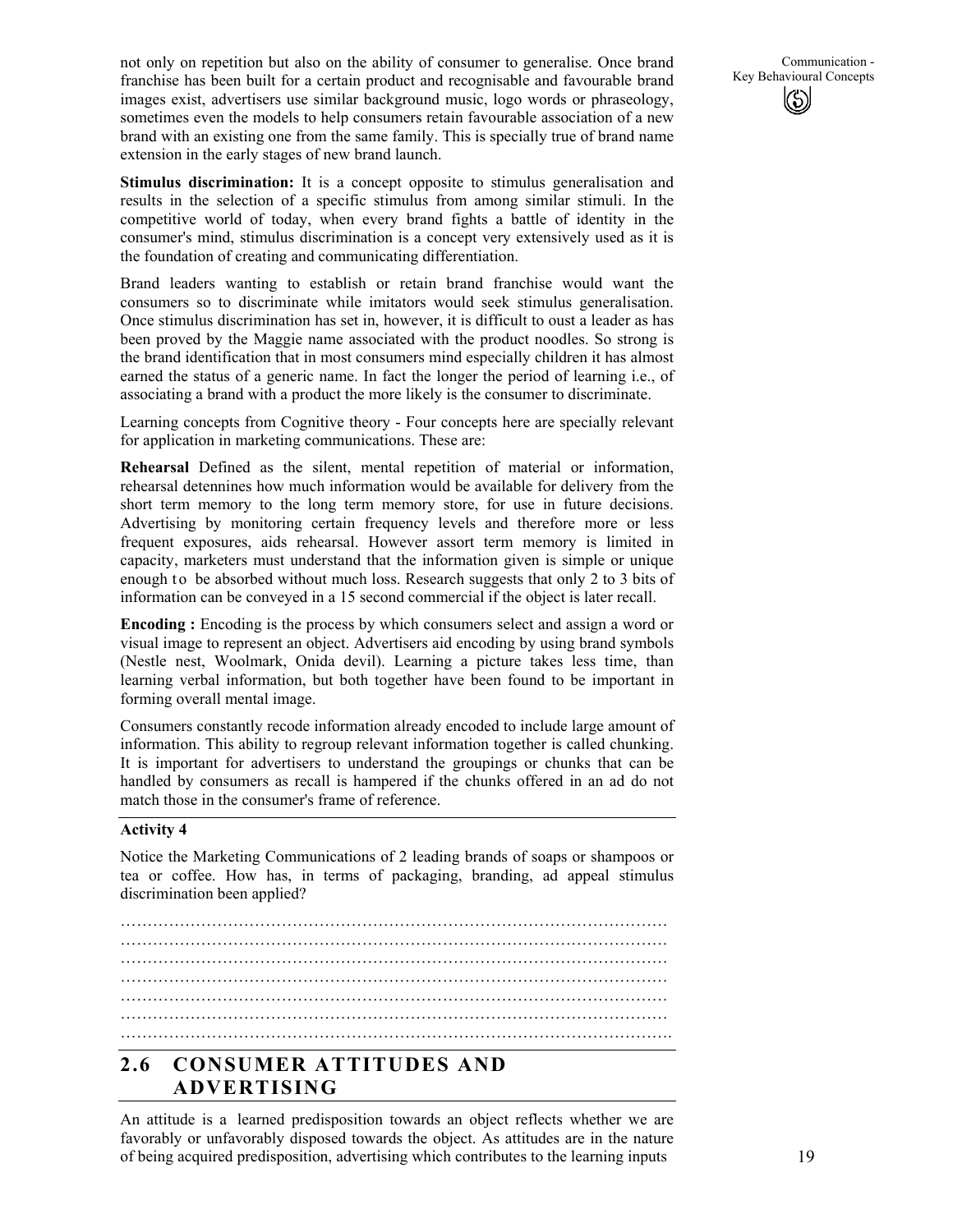not only on repetition but also on the ability of consumer to generalise. Once brand franchise has been built for a certain product and recognisable and favourable brand images exist, advertisers use similar background music, logo words or phraseology, sometimes even the models to help consumers retain favourable association of a new brand with an existing one from the same family. This is specially true of brand name extension in the early stages of new brand launch.

**Stimulus discrimination:** It is a concept opposite to stimulus generalisation and results in the selection of a specific stimulus from among similar stimuli. In the competitive world of today, when every brand fights a battle of identity in the consumer's mind, stimulus discrimination is a concept very extensively used as it is the foundation of creating and communicating differentiation.

Brand leaders wanting to establish or retain brand franchise would want the consumers so to discriminate while imitators would seek stimulus generalisation. Once stimulus discrimination has set in, however, it is difficult to oust a leader as has been proved by the Maggie name associated with the product noodles. So strong is the brand identification that in most consumers mind especially children it has almost earned the status of a generic name. In fact the longer the period of learning i.e., of associating a brand with a product the more likely is the consumer to discriminate.

Learning concepts from Cognitive theory - Four concepts here are specially relevant for application in marketing communications. These are:

**Rehearsal** Defined as the silent, mental repetition of material or information, rehearsal detennines how much information would be available for delivery from the short term memory to the long term memory store, for use in future decisions. Advertising by monitoring certain frequency levels and therefore more or less frequent exposures, aids rehearsal. However assort term memory is limited in capacity, marketers must understand that the information given is simple or unique enough to be absorbed without much loss. Research suggests that only 2 to 3 bits of information can be conveyed in a 15 second commercial if the object is later recall.

**Encoding :** Encoding is the process by which consumers select and assign a word or visual image to represent an object. Advertisers aid encoding by using brand symbols (Nestle nest, Woolmark, Onida devil). Learning a picture takes less time, than learning verbal information, but both together have been found to be important in forming overall mental image.

Consumers constantly recode information already encoded to include large amount of information. This ability to regroup relevant information together is called chunking. It is important for advertisers to understand the groupings or chunks that can be handled by consumers as recall is hampered if the chunks offered in an ad do not match those in the consumer's frame of reference.

**Activity 4**

Notice the Marketing Communications of 2 leading brands of soaps or shampoos or tea or coffee. How has, in terms of packaging, branding, ad appeal stimulus discrimination been applied?

…………………………………………………………………………………………
…………………………………………………………………………………………
…………………………………………………………………………………………
…………………………………………………………………………………………
…………………………………………………………………………………………
…………………………………………………………………………………………
…………………………………………………………………………………………

## 2.6 CONSUMER ATTITUDES AND ADVERTISING

An attitude is a learned predisposition towards an object reflects whether we are favorably or unfavorably disposed towards the object. As attitudes are in the nature of being acquired predisposition, advertising which contributes to the learning inputs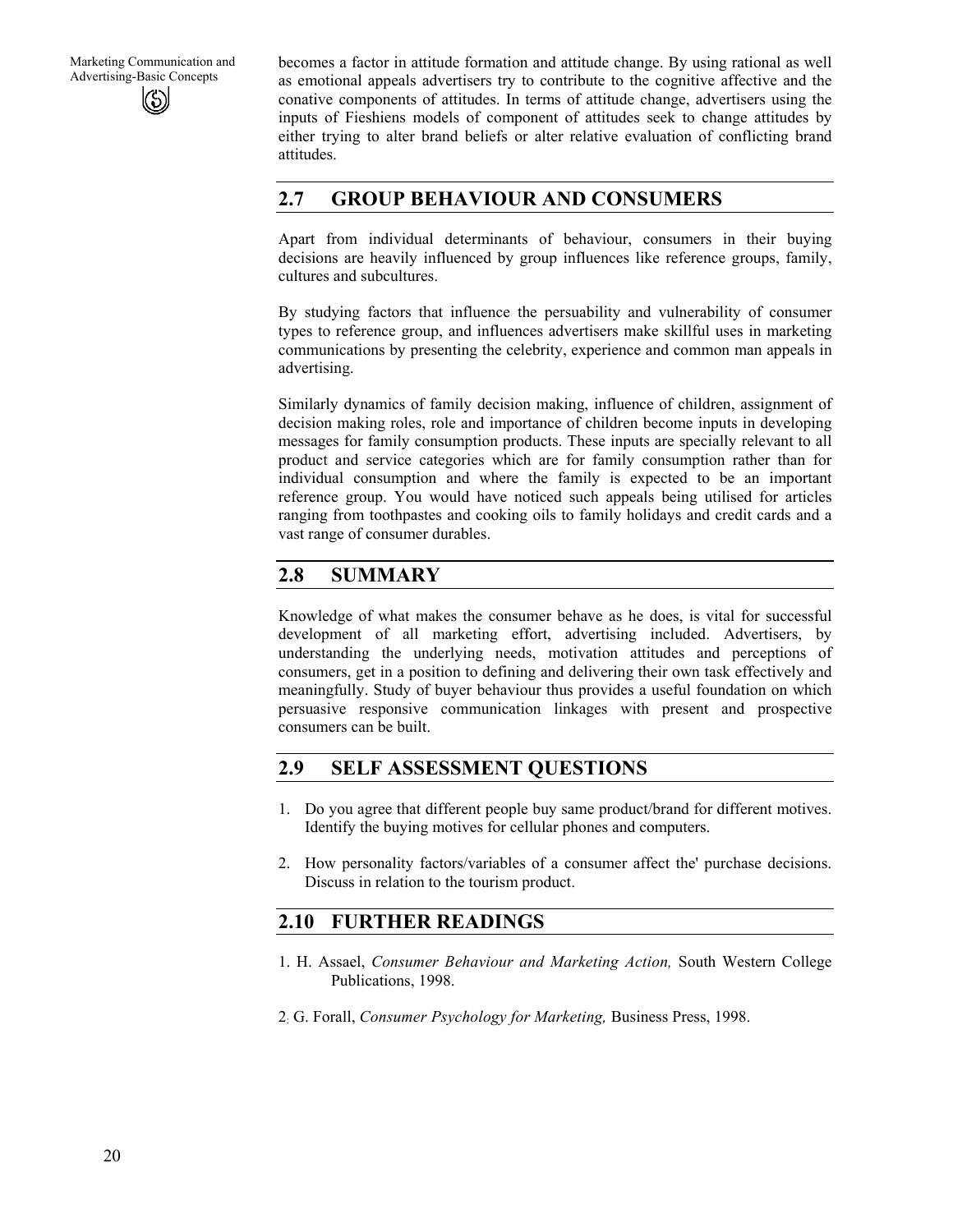becomes a factor in attitude formation and attitude change. By using rational as well as emotional appeals advertisers try to contribute to the cognitive affective and the conative components of attitudes. In terms of attitude change, advertisers using the inputs of Fieshiens models of component of attitudes seek to change attitudes by either trying to alter brand beliefs or alter relative evaluation of conflicting brand attitudes.

## 2.7 GROUP BEHAVIOUR AND CONSUMERS

Apart from individual determinants of behaviour, consumers in their buying decisions are heavily influenced by group influences like reference groups, family, cultures and subcultures.

By studying factors that influence the persuability and vulnerability of consumer types to reference group, and influences advertisers make skillful uses in marketing communications by presenting the celebrity, experience and common man appeals in advertising.

Similarly dynamics of family decision making, influence of children, assignment of decision making roles, role and importance of children become inputs in developing messages for family consumption products. These inputs are specially relevant to all product and service categories which are for family consumption rather than for individual consumption and where the family is expected to be an important reference group. You would have noticed such appeals being utilised for articles ranging from toothpastes and cooking oils to family holidays and credit cards and a vast range of consumer durables.

## 2.8 SUMMARY

Knowledge of what makes the consumer behave as he does, is vital for successful development of all marketing effort, advertising included. Advertisers, by understanding the underlying needs, motivation attitudes and perceptions of consumers, get in a position to defining and delivering their own task effectively and meaningfully. Study of buyer behaviour thus provides a useful foundation on which persuasive responsive communication linkages with present and prospective consumers can be built.

## 2.9 SELF ASSESSMENT QUESTIONS

1. Do you agree that different people buy same product/brand for different motives. Identify the buying motives for cellular phones and computers.

2. How personality factors/variables of a consumer affect the' purchase decisions. Discuss in relation to the tourism product.

## 2.10 FURTHER READINGS

1. H. Assael, *Consumer Behaviour and Marketing Action,* South Western College Publications, 1998.

2. G. Forall, *Consumer Psychology for Marketing,* Business Press, 1998.